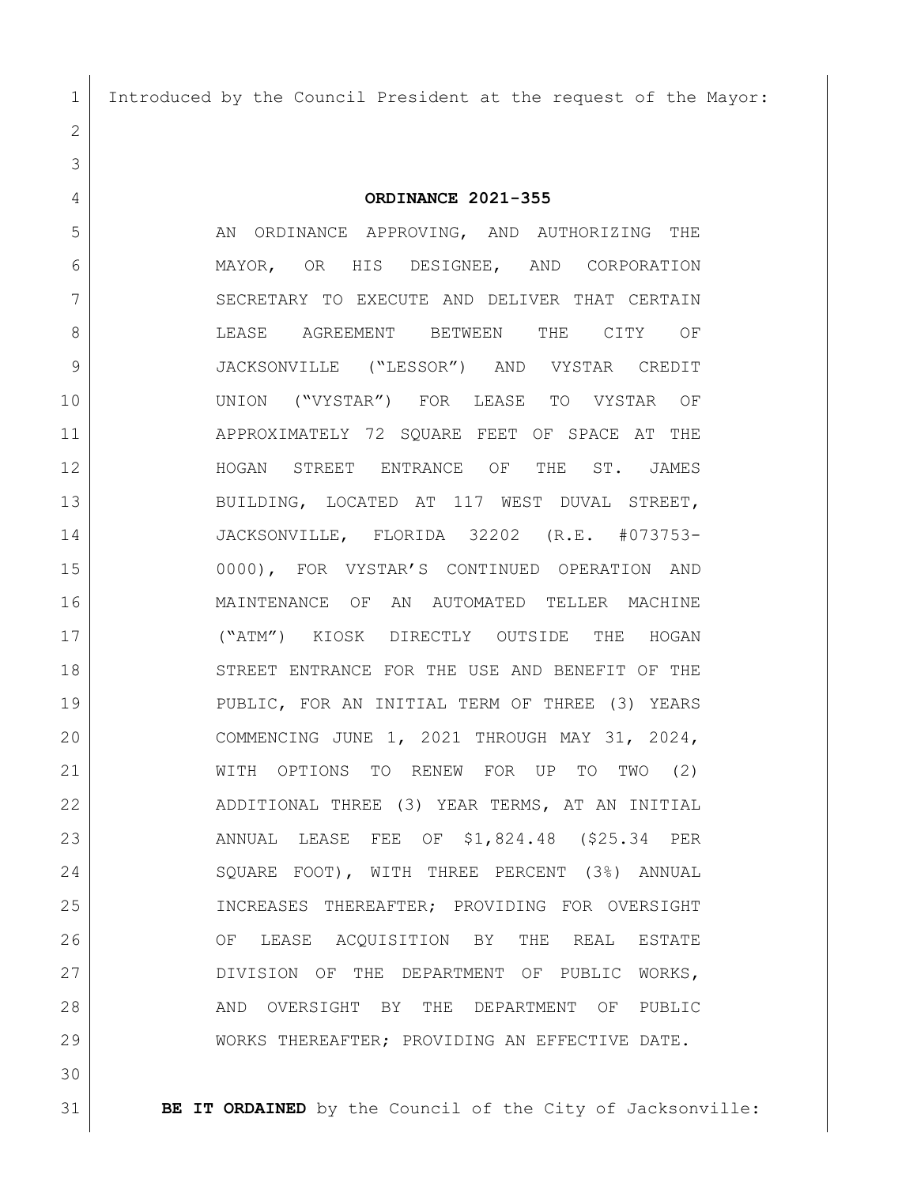Introduced by the Council President at the request of the Mayor:

**ORDINANCE 2021-355**

AN ORDINANCE APPROVING, AND AUTHORIZING THE MAYOR, OR HIS DESIGNEE, AND CORPORATION SECRETARY TO EXECUTE AND DELIVER THAT CERTAIN LEASE AGREEMENT BETWEEN THE CITY OF JACKSONVILLE ("LESSOR") AND VYSTAR CREDIT UNION ("VYSTAR") FOR LEASE TO VYSTAR OF APPROXIMATELY 72 SQUARE FEET OF SPACE AT THE HOGAN STREET ENTRANCE OF THE ST. JAMES BUILDING, LOCATED AT 117 WEST DUVAL STREET, JACKSONVILLE, FLORIDA 32202 (R.E. #073753-0000), FOR VYSTAR'S CONTINUED OPERATION AND MAINTENANCE OF AN AUTOMATED TELLER MACHINE ("ATM") KIOSK DIRECTLY OUTSIDE THE HOGAN STREET ENTRANCE FOR THE USE AND BENEFIT OF THE PUBLIC, FOR AN INITIAL TERM OF THREE (3) YEARS COMMENCING JUNE 1, 2021 THROUGH MAY 31, 2024, WITH OPTIONS TO RENEW FOR UP TO TWO (2) ADDITIONAL THREE (3) YEAR TERMS, AT AN INITIAL ANNUAL LEASE FEE OF $1,824.48 ($25.34 PER SQUARE FOOT), WITH THREE PERCENT (3%) ANNUAL INCREASES THEREAFTER; PROVIDING FOR OVERSIGHT OF LEASE ACQUISITION BY THE REAL ESTATE DIVISION OF THE DEPARTMENT OF PUBLIC WORKS, AND OVERSIGHT BY THE DEPARTMENT OF PUBLIC WORKS THEREAFTER; PROVIDING AN EFFECTIVE DATE.

**BE IT ORDAINED** by the Council of the City of Jacksonville: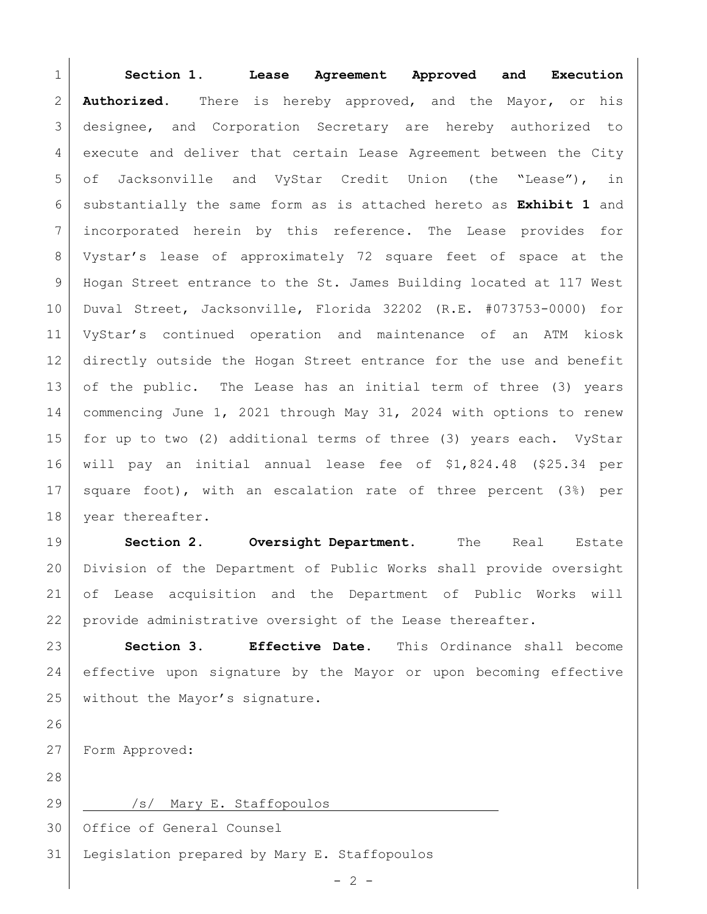**Section 1. Lease Agreement Approved and Execution Authorized.** There is hereby approved, and the Mayor, or his designee, and Corporation Secretary are hereby authorized to execute and deliver that certain Lease Agreement between the City of Jacksonville and VyStar Credit Union (the "Lease"), in substantially the same form as is attached hereto as **Exhibit 1** and incorporated herein by this reference. The Lease provides for Vystar's lease of approximately 72 square feet of space at the Hogan Street entrance to the St. James Building located at 117 West Duval Street, Jacksonville, Florida 32202 (R.E. #073753-0000) for VyStar's continued operation and maintenance of an ATM kiosk directly outside the Hogan Street entrance for the use and benefit of the public. The Lease has an initial term of three (3) years commencing June 1, 2021 through May 31, 2024 with options to renew for up to two (2) additional terms of three (3) years each. VyStar will pay an initial annual lease fee of $1,824.48 ($25.34 per square foot), with an escalation rate of three percent (3%) per year thereafter.

**Section 2. Oversight Department.** The Real Estate Division of the Department of Public Works shall provide oversight of Lease acquisition and the Department of Public Works will provide administrative oversight of the Lease thereafter.

**Section 3. Effective Date.** This Ordinance shall become effective upon signature by the Mayor or upon becoming effective without the Mayor's signature.

Form Approved:

/s/ Mary E. Staffopoulos

Office of General Counsel

Legislation prepared by Mary E. Staffopoulos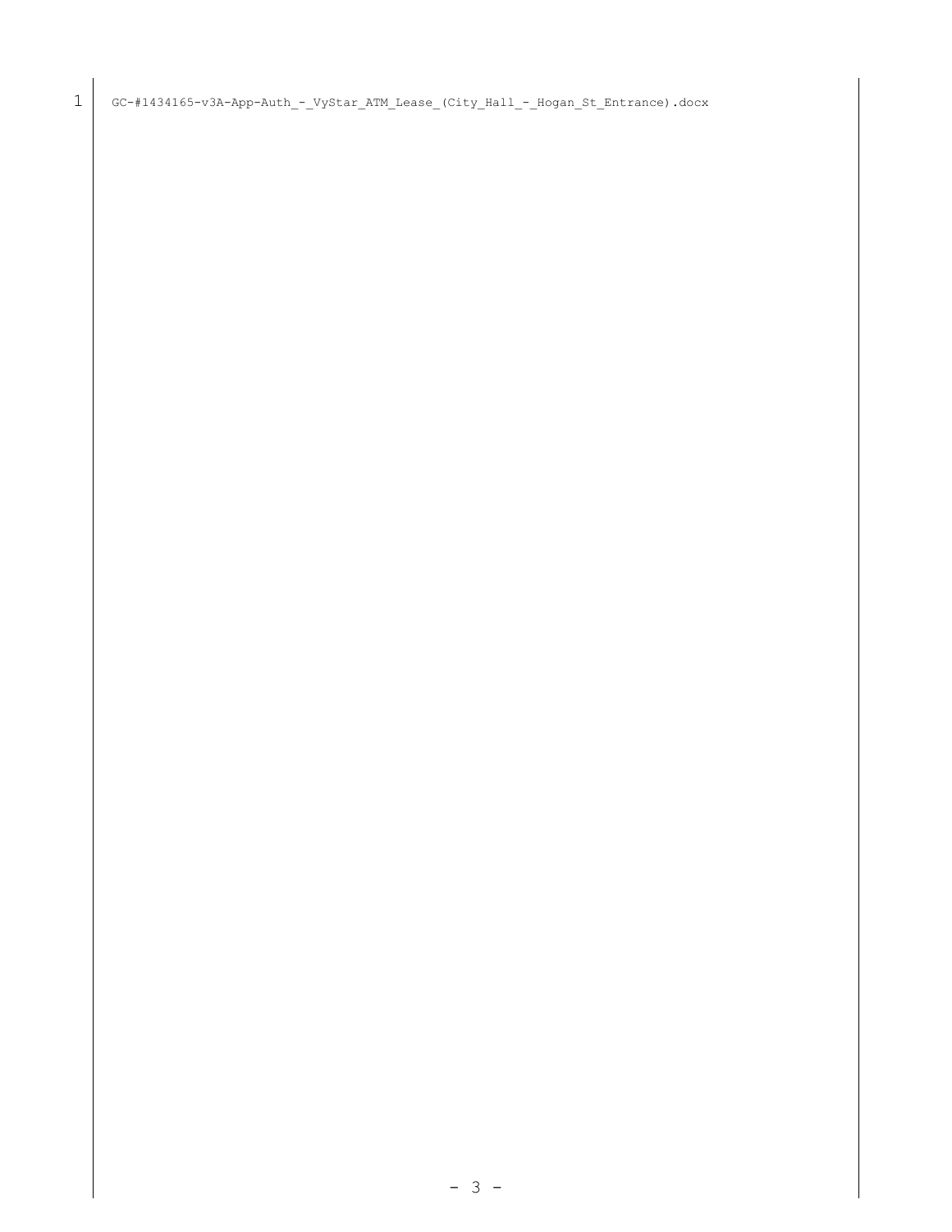GC-#1434165-v3A-App-Auth_-_VyStar_ATM_Lease_(City_Hall_-_Hogan_St_Entrance).docx